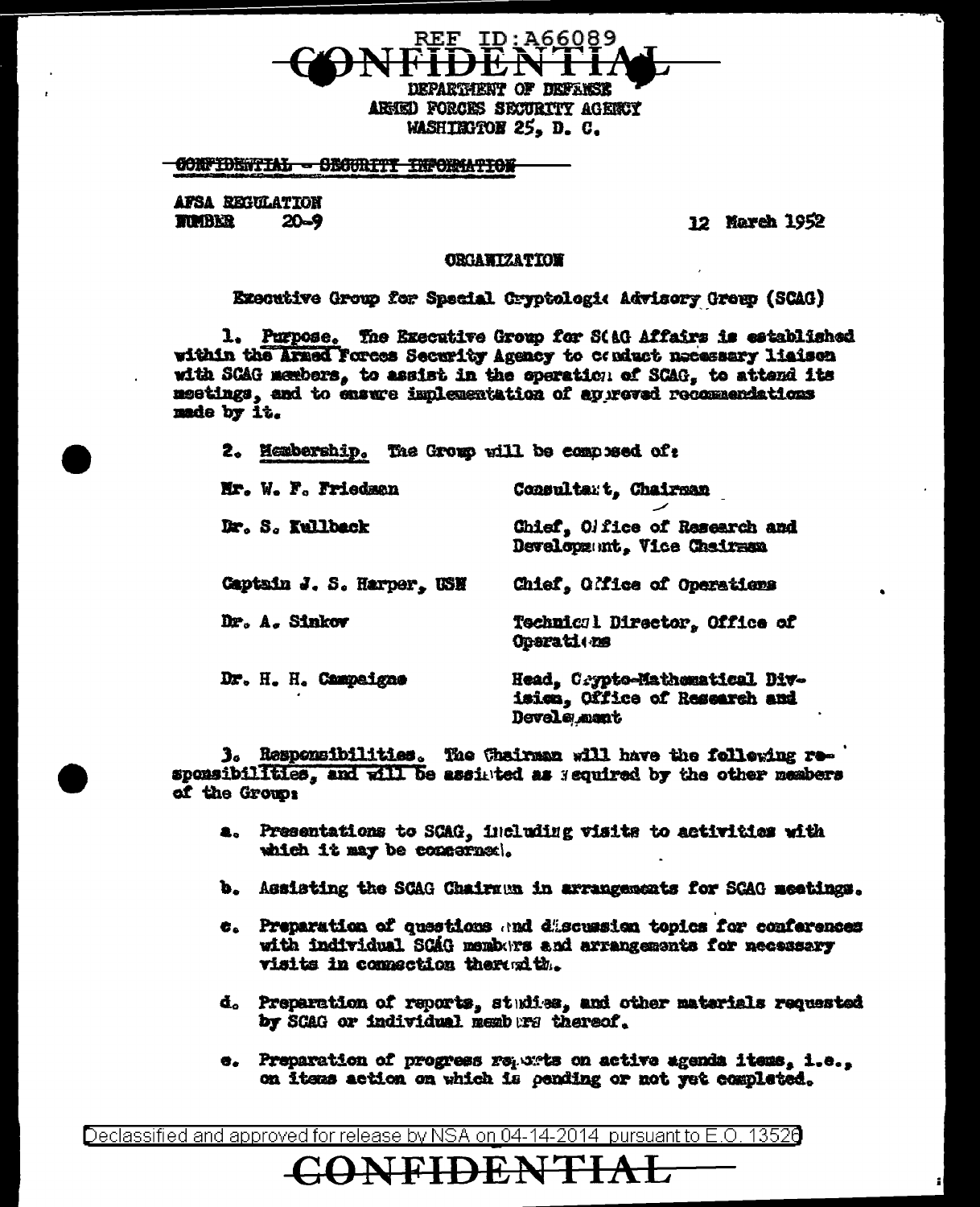REF ID:A66089

CONFIDENTIAL

DEPARTMENT OF DEFENSE
ARMED FORCES SECURITY AGENCY
WASHINGTON 25, D. C.

CONFIDENTIAL - SECURITY INFORMATION

AFSA REGULATION
NUMBER 20-9

12 March 1952

## ORGANIZATION

Executive Group for Special Cryptologic Advisory Group (SCAG)

1. Purpose. The Executive Group for SCAG Affairs is established within the Armed Forces Security Agency to conduct necessary liaison with SCAG members, to assist in the operation of SCAG, to attend its meetings, and to ensure implementation of approved recommendations made by it.

2. Membership. The Group will be composed of:

| | |
|---|---|
| Mr. W. F. Friedman | Consultant, Chairman |
| Dr. S. Kullback | Chief, Office of Research and Development, Vice Chairman |
| Captain J. S. Harper, USN | Chief, Office of Operations |
| Dr. A. Sinkov | Technical Director, Office of Operations |
| Dr. H. H. Campaigne | Head, Crypto-Mathematical Division, Office of Research and Development |

3. Responsibilities. The Chairman will have the following responsibilities, and will be assisted as required by the other members of the Group:

a. Presentations to SCAG, including visits to activities with which it may be concerned.

b. Assisting the SCAG Chairman in arrangements for SCAG meetings.

c. Preparation of questions and discussion topics for conferences with individual SCAG members and arrangements for necessary visits in connection therewith.

d. Preparation of reports, studies, and other materials requested by SCAG or individual members thereof.

e. Preparation of progress reports on active agenda items, i.e., on items action on which is pending or not yet completed.

Declassified and approved for release by NSA on 04-14-2014 pursuant to E.O. 13526

CONFIDENTIAL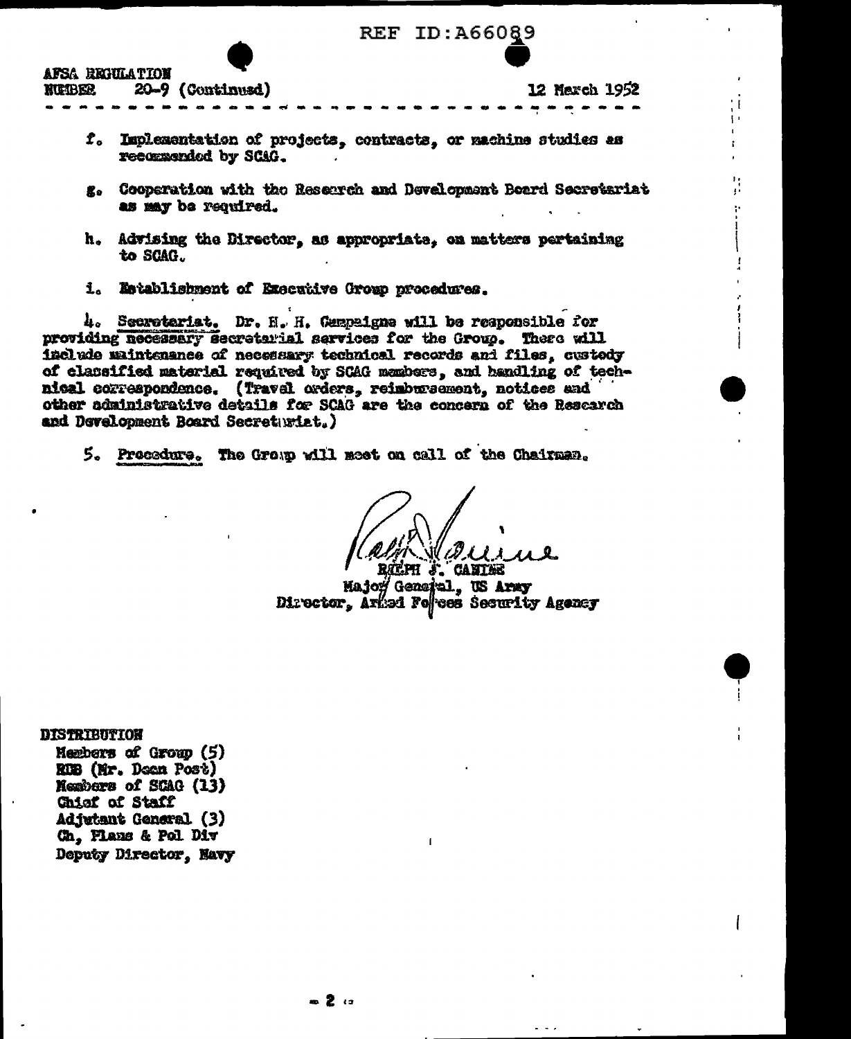AFSA REGULATION
NUMBER 20-9 (Continued) 12 March 1952

f. Implementation of projects, contracts, or machine studies as recommended by SCAG.

g. Cooperation with the Research and Development Board Secretariat as may be required.

h. Advising the Director, as appropriate, on matters pertaining to SCAG.

i. Establishment of Executive Group procedures.

4. Secretariat. Dr. H. H. Campaigne will be responsible for providing necessary secretarial services for the Group. These will include maintenance of necessary technical records and files, custody of classified material required by SCAG members, and handling of technical correspondence. (Travel orders, reimbursement, notices and other administrative details for SCAG are the concern of the Research and Development Board Secretariat.)

5. Procedure. The Group will meet on call of the Chairman.

RALPH J. CANINE
Major General, US Army
Director, Armed Forces Security Agency

DISTRIBUTION
Members of Group (5)
RDB (Mr. Dean Post)
Members of SCAG (13)
Chief of Staff
Adjutant General (3)
Ch, Plans & Pol Div
Deputy Director, Navy